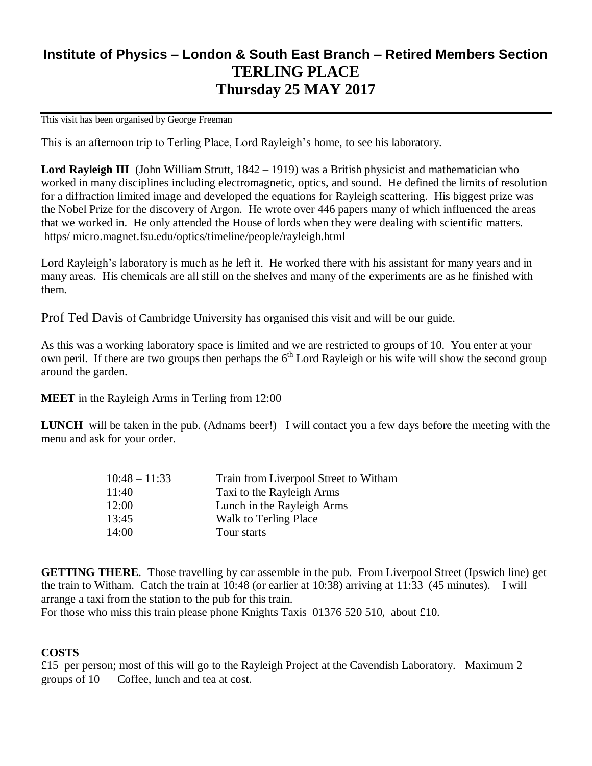# Institute of Physics – London & South East Branch – Retired Members Section

# TERLING PLACE

# Thursday 25 MAY 2017

This visit has been organised by George Freeman

This is an afternoon trip to Terling Place, Lord Rayleigh's home, to see his laboratory.

**Lord Rayleigh III** (John William Strutt, 1842 – 1919) was a British physicist and mathematician who worked in many disciplines including electromagnetic, optics, and sound. He defined the limits of resolution for a diffraction limited image and developed the equations for Rayleigh scattering. His biggest prize was the Nobel Prize for the discovery of Argon. He wrote over 446 papers many of which influenced the areas that we worked in. He only attended the House of lords when they were dealing with scientific matters. https/ micro.magnet.fsu.edu/optics/timeline/people/rayleigh.html

Lord Rayleigh's laboratory is much as he left it. He worked there with his assistant for many years and in many areas. His chemicals are all still on the shelves and many of the experiments are as he finished with them.

Prof Ted Davis of Cambridge University has organised this visit and will be our guide.

As this was a working laboratory space is limited and we are restricted to groups of 10. You enter at your own peril. If there are two groups then perhaps the 6th Lord Rayleigh or his wife will show the second group around the garden.

**MEET** in the Rayleigh Arms in Terling from 12:00

**LUNCH** will be taken in the pub. (Adnams beer!) I will contact you a few days before the meeting with the menu and ask for your order.

| | |
|---|---|
| 10:48 – 11:33 | Train from Liverpool Street to Witham |
| 11:40 | Taxi to the Rayleigh Arms |
| 12:00 | Lunch in the Rayleigh Arms |
| 13:45 | Walk to Terling Place |
| 14:00 | Tour starts |

**GETTING THERE**. Those travelling by car assemble in the pub. From Liverpool Street (Ipswich line) get the train to Witham. Catch the train at 10:48 (or earlier at 10:38) arriving at 11:33 (45 minutes). I will arrange a taxi from the station to the pub for this train.

For those who miss this train please phone Knights Taxis 01376 520 510, about £10.

**COSTS**

£15 per person; most of this will go to the Rayleigh Project at the Cavendish Laboratory. Maximum 2 groups of 10 Coffee, lunch and tea at cost.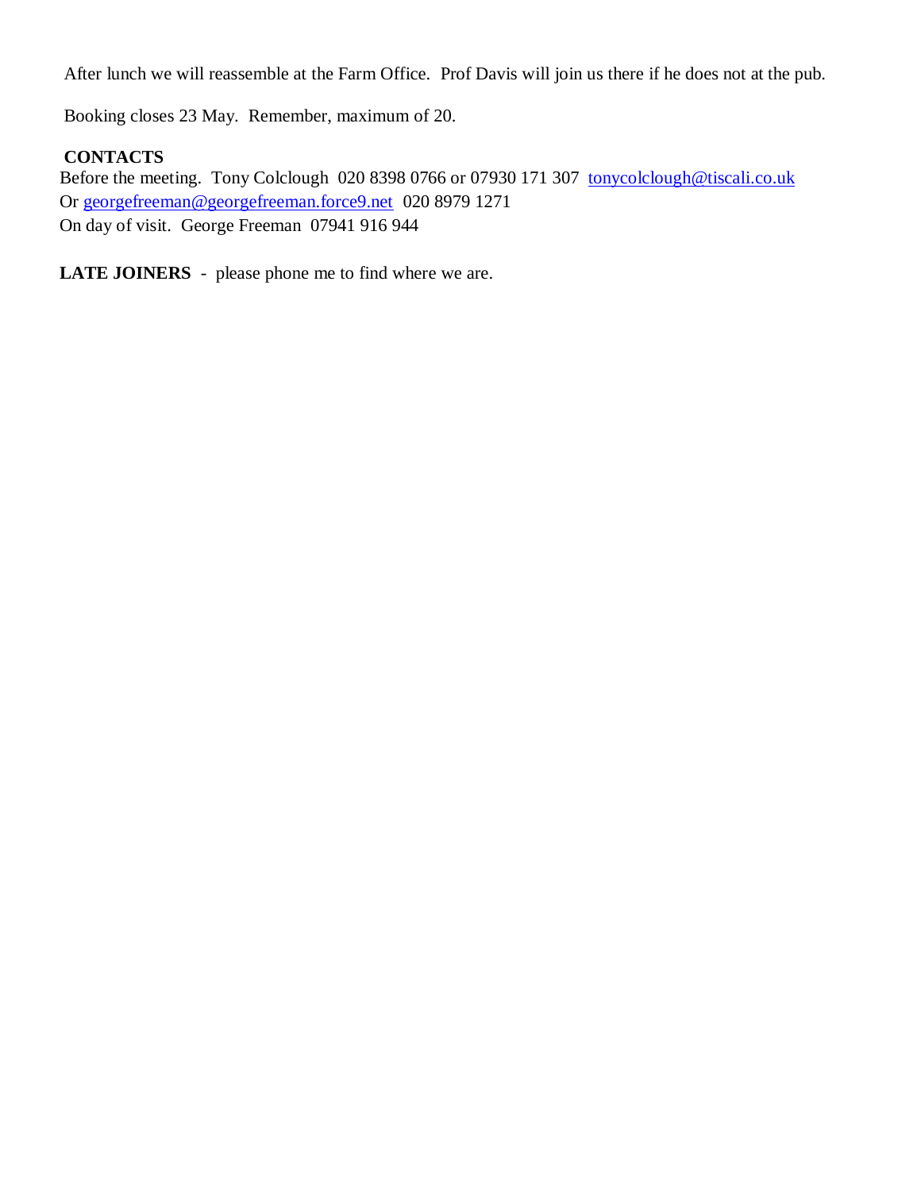After lunch we will reassemble at the Farm Office.  Prof Davis will join us there if he does not at the pub.

Booking closes 23 May.  Remember, maximum of 20.

**CONTACTS**

Before the meeting.  Tony Colclough  020 8398 0766 or 07930 171 307  tonycolclough@tiscali.co.uk
Or georgefreeman@georgefreeman.force9.net  020 8979 1271
On day of visit.  George Freeman  07941 916 944

**LATE JOINERS**  -  please phone me to find where we are.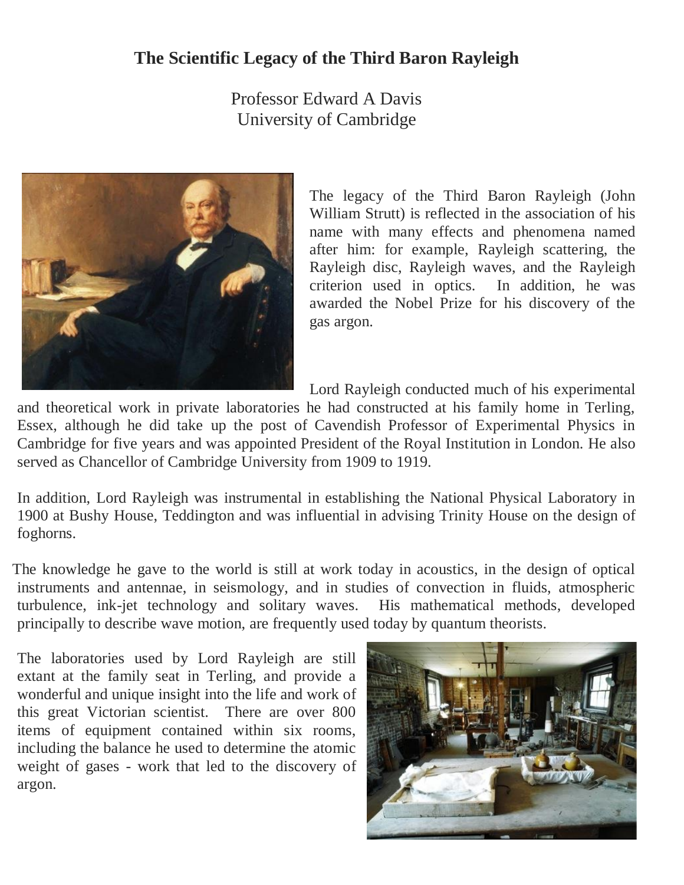# The Scientific Legacy of the Third Baron Rayleigh

Professor Edward A Davis
University of Cambridge

The legacy of the Third Baron Rayleigh (John William Strutt) is reflected in the association of his name with many effects and phenomena named after him: for example, Rayleigh scattering, the Rayleigh disc, Rayleigh waves, and the Rayleigh criterion used in optics. In addition, he was awarded the Nobel Prize for his discovery of the gas argon.

Lord Rayleigh conducted much of his experimental and theoretical work in private laboratories he had constructed at his family home in Terling, Essex, although he did take up the post of Cavendish Professor of Experimental Physics in Cambridge for five years and was appointed President of the Royal Institution in London. He also served as Chancellor of Cambridge University from 1909 to 1919.

In addition, Lord Rayleigh was instrumental in establishing the National Physical Laboratory in 1900 at Bushy House, Teddington and was influential in advising Trinity House on the design of foghorns.

The knowledge he gave to the world is still at work today in acoustics, in the design of optical instruments and antennae, in seismology, and in studies of convection in fluids, atmospheric turbulence, ink-jet technology and solitary waves. His mathematical methods, developed principally to describe wave motion, are frequently used today by quantum theorists.

The laboratories used by Lord Rayleigh are still extant at the family seat in Terling, and provide a wonderful and unique insight into the life and work of this great Victorian scientist. There are over 800 items of equipment contained within six rooms, including the balance he used to determine the atomic weight of gases - work that led to the discovery of argon.